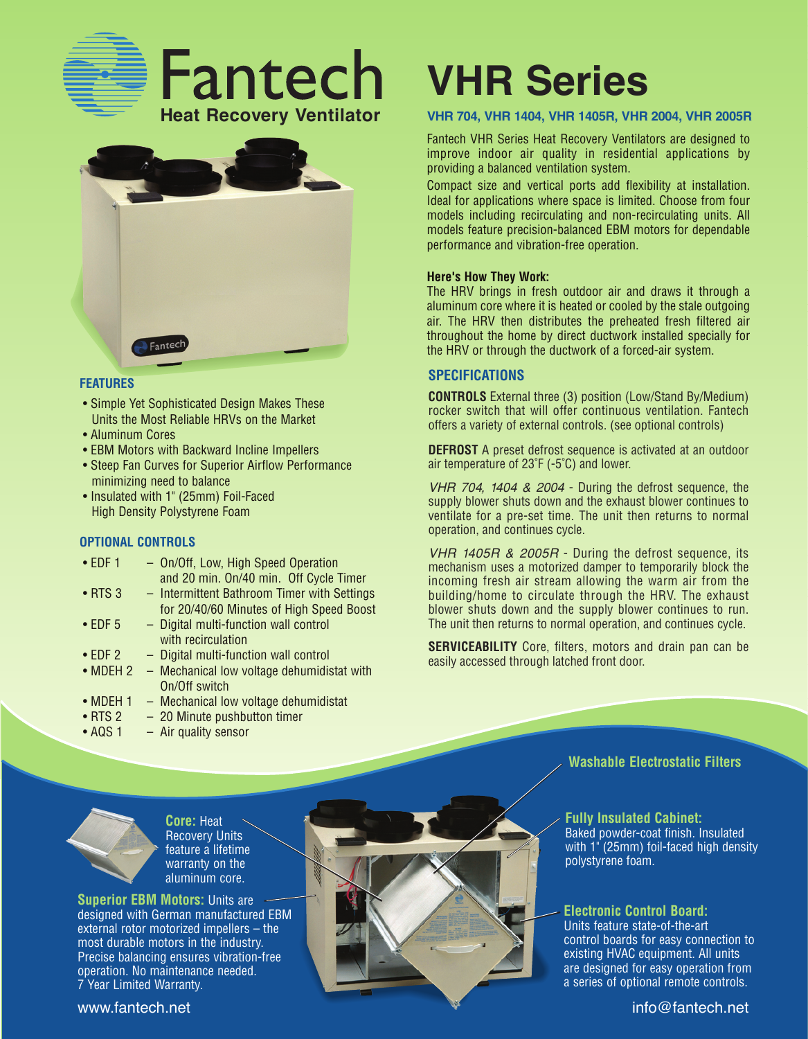# Fantech

**Heat Recovery Ventilator**

# VHR Series

**VHR 704, VHR 1404, VHR 1405R, VHR 2004, VHR 2005R**

Fantech VHR Series Heat Recovery Ventilators are designed to improve indoor air quality in residential applications by providing a balanced ventilation system.

Compact size and vertical ports add flexibility at installation. Ideal for applications where space is limited. Choose from four models including recirculating and non-recirculating units. All models feature precision-balanced EBM motors for dependable performance and vibration-free operation.

**Here's How They Work:**
The HRV brings in fresh outdoor air and draws it through a aluminum core where it is heated or cooled by the stale outgoing air. The HRV then distributes the preheated fresh filtered air throughout the home by direct ductwork installed specially for the HRV or through the ductwork of a forced-air system.

## FEATURES

- Simple Yet Sophisticated Design Makes These Units the Most Reliable HRVs on the Market
- Aluminum Cores
- EBM Motors with Backward Incline Impellers
- Steep Fan Curves for Superior Airflow Performance minimizing need to balance
- Insulated with 1" (25mm) Foil-Faced High Density Polystyrene Foam

## OPTIONAL CONTROLS

- EDF 1 – On/Off, Low, High Speed Operation and 20 min. On/40 min. Off Cycle Timer
- RTS 3 – Intermittent Bathroom Timer with Settings for 20/40/60 Minutes of High Speed Boost
- EDF 5 – Digital multi-function wall control with recirculation
- EDF 2 – Digital multi-function wall control
- MDEH 2 – Mechanical low voltage dehumidistat with On/Off switch
- MDEH 1 – Mechanical low voltage dehumidistat
- RTS 2 – 20 Minute pushbutton timer
- AQS 1 – Air quality sensor

## SPECIFICATIONS

**CONTROLS** External three (3) position (Low/Stand By/Medium) rocker switch that will offer continuous ventilation. Fantech offers a variety of external controls. (see optional controls)

**DEFROST** A preset defrost sequence is activated at an outdoor air temperature of 23˚F (-5˚C) and lower.

*VHR 704, 1404 & 2004* - During the defrost sequence, the supply blower shuts down and the exhaust blower continues to ventilate for a pre-set time. The unit then returns to normal operation, and continues cycle.

*VHR 1405R & 2005R* - During the defrost sequence, its mechanism uses a motorized damper to temporarily block the incoming fresh air stream allowing the warm air from the building/home to circulate through the HRV. The exhaust blower shuts down and the supply blower continues to run. The unit then returns to normal operation, and continues cycle.

**SERVICEABILITY** Core, filters, motors and drain pan can be easily accessed through latched front door.

**Core:** Heat Recovery Units feature a lifetime warranty on the aluminum core.

**Superior EBM Motors:** Units are designed with German manufactured EBM external rotor motorized impellers – the most durable motors in the industry. Precise balancing ensures vibration-free operation. No maintenance needed. 7 Year Limited Warranty.

**Washable Electrostatic Filters**

**Fully Insulated Cabinet:** Baked powder-coat finish. Insulated with 1" (25mm) foil-faced high density polystyrene foam.

**Electronic Control Board:** Units feature state-of-the-art control boards for easy connection to existing HVAC equipment. All units are designed for easy operation from a series of optional remote controls.

www.fantech.net

info@fantech.net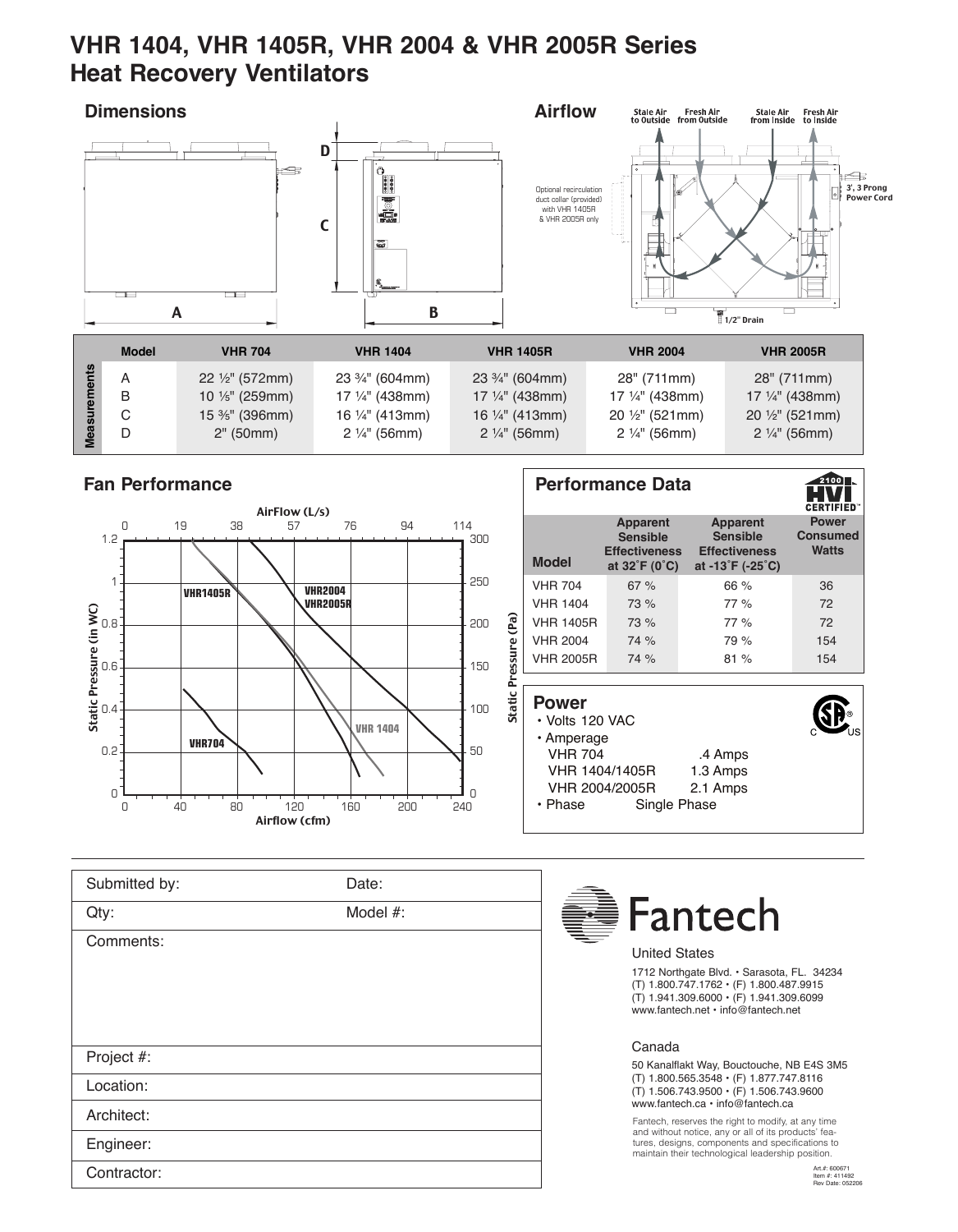# VHR 1404, VHR 1405R, VHR 2004 & VHR 2005R Series Heat Recovery Ventilators

## Dimensions

D

C

A

B

## Airflow

Stale Air to Outside
Fresh Air from Outside
Stale Air from Inside
Fresh Air to Inside

Optional recirculation duct collar (provided) with VHR 1405R & VHR 2005R only

3', 3 Prong Power Cord

1/2" Drain

| | Model | VHR 704 | VHR 1404 | VHR 1405R | VHR 2004 | VHR 2005R |
|---|---|---|---|---|---|---|
| Measurements | A | 22 ½" (572mm) | 23 ¾" (604mm) | 23 ¾" (604mm) | 28" (711mm) | 28" (711mm) |
| | B | 10 ⅕" (259mm) | 17 ¼" (438mm) | 17 ¼" (438mm) | 17 ¼" (438mm) | 17 ¼" (438mm) |
| | C | 15 ⅗" (396mm) | 16 ¼" (413mm) | 16 ¼" (413mm) | 20 ½" (521mm) | 20 ½" (521mm) |
| | D | 2" (50mm) | 2 ¼" (56mm) | 2 ¼" (56mm) | 2 ¼" (56mm) | 2 ¼" (56mm) |

## Fan Performance

AirFlow (L/s)
0 19 38 57 76 94 114

Static Pressure (in WC)
1.2 1 0.8 0.6 0.4 0.2 0

Static Pressure (Pa)
300 250 200 150 100 50 0

Airflow (cfm)
0 40 80 120 160 200 240

VHR1405R
VHR2004
VHR2005R
VHR 1404
VHR704

## Performance Data

2100 HVI CERTIFIED

| Model | Apparent Sensible Effectiveness at 32˚F (0˚C) | Apparent Sensible Effectiveness at -13˚F (-25˚C) | Power Consumed Watts |
|---|---|---|---|
| VHR 704 | 67 % | 66 % | 36 |
| VHR 1404 | 73 % | 77 % | 72 |
| VHR 1405R | 73 % | 77 % | 72 |
| VHR 2004 | 74 % | 79 % | 154 |
| VHR 2005R | 74 % | 81 % | 154 |

## Power

- Volts 120 VAC
- Amperage
  - VHR 704 .4 Amps
  - VHR 1404/1405R 1.3 Amps
  - VHR 2004/2005R 2.1 Amps
- Phase Single Phase

| | |
|---|---|
| Submitted by: | Date: |
| Qty: | Model #: |
| Comments: | |
| Project #: | |
| Location: | |
| Architect: | |
| Engineer: | |
| Contractor: | |

**Fantech**

United States

1712 Northgate Blvd. • Sarasota, FL. 34234
(T) 1.800.747.1762 • (F) 1.800.487.9915
(T) 1.941.309.6000 • (F) 1.941.309.6099
www.fantech.net • info@fantech.net

Canada

50 Kanalflakt Way, Bouctouche, NB E4S 3M5
(T) 1.800.565.3548 • (F) 1.877.747.8116
(T) 1.506.743.9500 • (F) 1.506.743.9600
www.fantech.ca • info@fantech.ca

Fantech, reserves the right to modify, at any time and without notice, any or all of its products' features, designs, components and specifications to maintain their technological leadership position.

Art.#: 600671
Item #: 411492
Rev Date: 052206